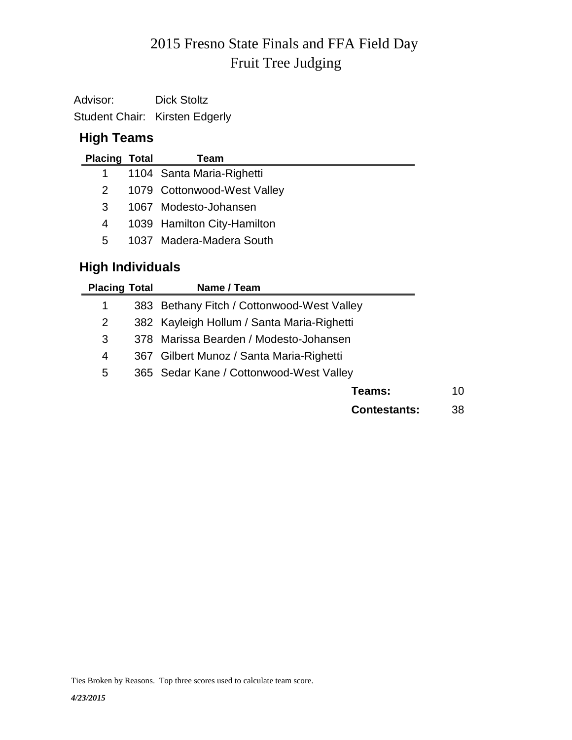# 2015 Fresno State Finals and FFA Field Day
# Fruit Tree Judging

Advisor: Dick Stoltz

Student Chair: Kirsten Edgerly

## High Teams

| Placing | Total | Team |
|---|---|---|
| 1 | 1104 | Santa Maria-Righetti |
| 2 | 1079 | Cottonwood-West Valley |
| 3 | 1067 | Modesto-Johansen |
| 4 | 1039 | Hamilton City-Hamilton |
| 5 | 1037 | Madera-Madera South |

## High Individuals

| Placing | Total | Name / Team |
|---|---|---|
| 1 | 383 | Bethany Fitch / Cottonwood-West Valley |
| 2 | 382 | Kayleigh Hollum / Santa Maria-Righetti |
| 3 | 378 | Marissa Bearden / Modesto-Johansen |
| 4 | 367 | Gilbert Munoz / Santa Maria-Righetti |
| 5 | 365 | Sedar Kane / Cottonwood-West Valley |

**Teams:** 10

**Contestants:** 38

Ties Broken by Reasons. Top three scores used to calculate team score.

*4/23/2015*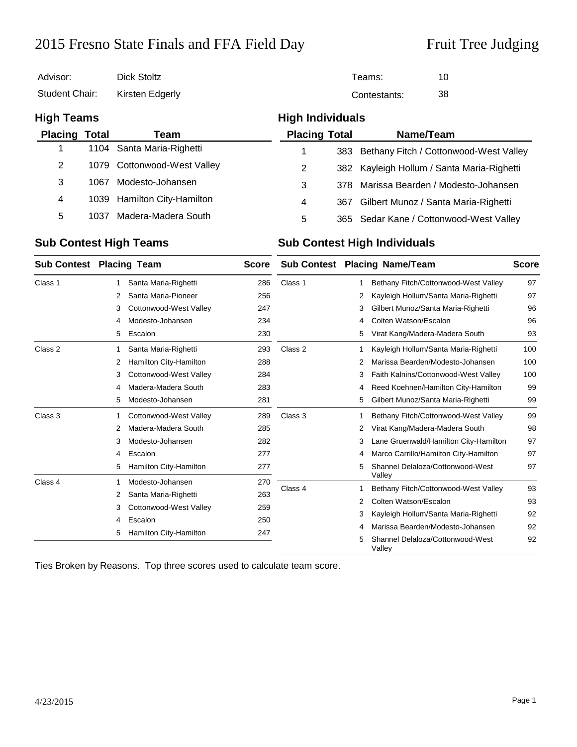# 2015 Fresno State Finals and FFA Field Day — Fruit Tree Judging

| | | | |
|---|---|---|---|
| Advisor: | Dick Stoltz | Teams: | 10 |
| Student Chair: | Kirsten Edgerly | Contestants: | 38 |

## High Teams

| Placing | Total | Team |
|---|---|---|
| 1 | 1104 | Santa Maria-Righetti |
| 2 | 1079 | Cottonwood-West Valley |
| 3 | 1067 | Modesto-Johansen |
| 4 | 1039 | Hamilton City-Hamilton |
| 5 | 1037 | Madera-Madera South |

## High Individuals

| Placing | Total | Name/Team |
|---|---|---|
| 1 | 383 | Bethany Fitch / Cottonwood-West Valley |
| 2 | 382 | Kayleigh Hollum / Santa Maria-Righetti |
| 3 | 378 | Marissa Bearden / Modesto-Johansen |
| 4 | 367 | Gilbert Munoz / Santa Maria-Righetti |
| 5 | 365 | Sedar Kane / Cottonwood-West Valley |

## Sub Contest High Teams

| Sub Contest | Placing | Team | Score |
|---|---|---|---|
| Class 1 | 1 | Santa Maria-Righetti | 286 |
| | 2 | Santa Maria-Pioneer | 256 |
| | 3 | Cottonwood-West Valley | 247 |
| | 4 | Modesto-Johansen | 234 |
| | 5 | Escalon | 230 |
| Class 2 | 1 | Santa Maria-Righetti | 293 |
| | 2 | Hamilton City-Hamilton | 288 |
| | 3 | Cottonwood-West Valley | 284 |
| | 4 | Madera-Madera South | 283 |
| | 5 | Modesto-Johansen | 281 |
| Class 3 | 1 | Cottonwood-West Valley | 289 |
| | 2 | Madera-Madera South | 285 |
| | 3 | Modesto-Johansen | 282 |
| | 4 | Escalon | 277 |
| | 5 | Hamilton City-Hamilton | 277 |
| Class 4 | 1 | Modesto-Johansen | 270 |
| | 2 | Santa Maria-Righetti | 263 |
| | 3 | Cottonwood-West Valley | 259 |
| | 4 | Escalon | 250 |
| | 5 | Hamilton City-Hamilton | 247 |

## Sub Contest High Individuals

| Sub Contest | Placing | Name/Team | Score |
|---|---|---|---|
| Class 1 | 1 | Bethany Fitch/Cottonwood-West Valley | 97 |
| | 2 | Kayleigh Hollum/Santa Maria-Righetti | 97 |
| | 3 | Gilbert Munoz/Santa Maria-Righetti | 96 |
| | 4 | Colten Watson/Escalon | 96 |
| | 5 | Virat Kang/Madera-Madera South | 93 |
| Class 2 | 1 | Kayleigh Hollum/Santa Maria-Righetti | 100 |
| | 2 | Marissa Bearden/Modesto-Johansen | 100 |
| | 3 | Faith Kalnins/Cottonwood-West Valley | 100 |
| | 4 | Reed Koehnen/Hamilton City-Hamilton | 99 |
| | 5 | Gilbert Munoz/Santa Maria-Righetti | 99 |
| Class 3 | 1 | Bethany Fitch/Cottonwood-West Valley | 99 |
| | 2 | Virat Kang/Madera-Madera South | 98 |
| | 3 | Lane Gruenwald/Hamilton City-Hamilton | 97 |
| | 4 | Marco Carrillo/Hamilton City-Hamilton | 97 |
| | 5 | Shannel Delaloza/Cottonwood-West Valley | 97 |
| Class 4 | 1 | Bethany Fitch/Cottonwood-West Valley | 93 |
| | 2 | Colten Watson/Escalon | 93 |
| | 3 | Kayleigh Hollum/Santa Maria-Righetti | 92 |
| | 4 | Marissa Bearden/Modesto-Johansen | 92 |
| | 5 | Shannel Delaloza/Cottonwood-West Valley | 92 |

Ties Broken by Reasons. Top three scores used to calculate team score.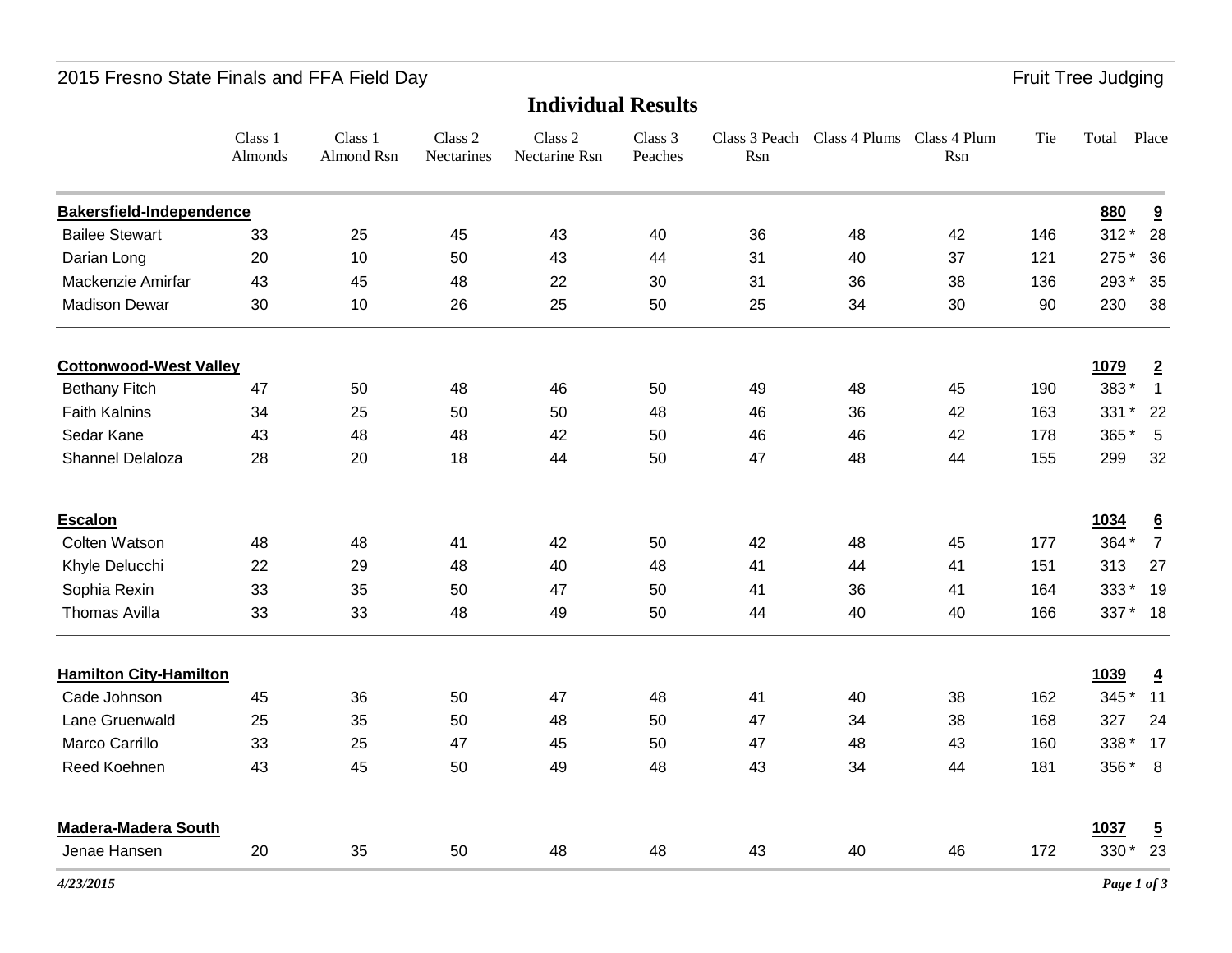2015 Fresno State Finals and FFA Field Day — Fruit Tree Judging

## Individual Results

| | Class 1 Almonds | Class 1 Almond Rsn | Class 2 Nectarines | Class 2 Nectarine Rsn | Class 3 Peaches | Class 3 Peach Rsn | Class 4 Plums | Class 4 Plum Rsn | Tie | Total | Place |
|---|---|---|---|---|---|---|---|---|---|---|---|
| **Bakersfield-Independence** | | | | | | | | | | **880** | **9** |
| Bailee Stewart | 33 | 25 | 45 | 43 | 40 | 36 | 48 | 42 | 146 | 312 * | 28 |
| Darian Long | 20 | 10 | 50 | 43 | 44 | 31 | 40 | 37 | 121 | 275 * | 36 |
| Mackenzie Amirfar | 43 | 45 | 48 | 22 | 30 | 31 | 36 | 38 | 136 | 293 * | 35 |
| Madison Dewar | 30 | 10 | 26 | 25 | 50 | 25 | 34 | 30 | 90 | 230 | 38 |
| **Cottonwood-West Valley** | | | | | | | | | | **1079** | **2** |
| Bethany Fitch | 47 | 50 | 48 | 46 | 50 | 49 | 48 | 45 | 190 | 383 * | 1 |
| Faith Kalnins | 34 | 25 | 50 | 50 | 48 | 46 | 36 | 42 | 163 | 331 * | 22 |
| Sedar Kane | 43 | 48 | 48 | 42 | 50 | 46 | 46 | 42 | 178 | 365 * | 5 |
| Shannel Delaloza | 28 | 20 | 18 | 44 | 50 | 47 | 48 | 44 | 155 | 299 | 32 |
| **Escalon** | | | | | | | | | | **1034** | **6** |
| Colten Watson | 48 | 48 | 41 | 42 | 50 | 42 | 48 | 45 | 177 | 364 * | 7 |
| Khyle Delucchi | 22 | 29 | 48 | 40 | 48 | 41 | 44 | 41 | 151 | 313 | 27 |
| Sophia Rexin | 33 | 35 | 50 | 47 | 50 | 41 | 36 | 41 | 164 | 333 * | 19 |
| Thomas Avilla | 33 | 33 | 48 | 49 | 50 | 44 | 40 | 40 | 166 | 337 * | 18 |
| **Hamilton City-Hamilton** | | | | | | | | | | **1039** | **4** |
| Cade Johnson | 45 | 36 | 50 | 47 | 48 | 41 | 40 | 38 | 162 | 345 * | 11 |
| Lane Gruenwald | 25 | 35 | 50 | 48 | 50 | 47 | 34 | 38 | 168 | 327 | 24 |
| Marco Carrillo | 33 | 25 | 47 | 45 | 50 | 47 | 48 | 43 | 160 | 338 * | 17 |
| Reed Koehnen | 43 | 45 | 50 | 49 | 48 | 43 | 34 | 44 | 181 | 356 * | 8 |
| **Madera-Madera South** | | | | | | | | | | **1037** | **5** |
| Jenae Hansen | 20 | 35 | 50 | 48 | 48 | 43 | 40 | 46 | 172 | 330 * | 23 |

*4/23/2015*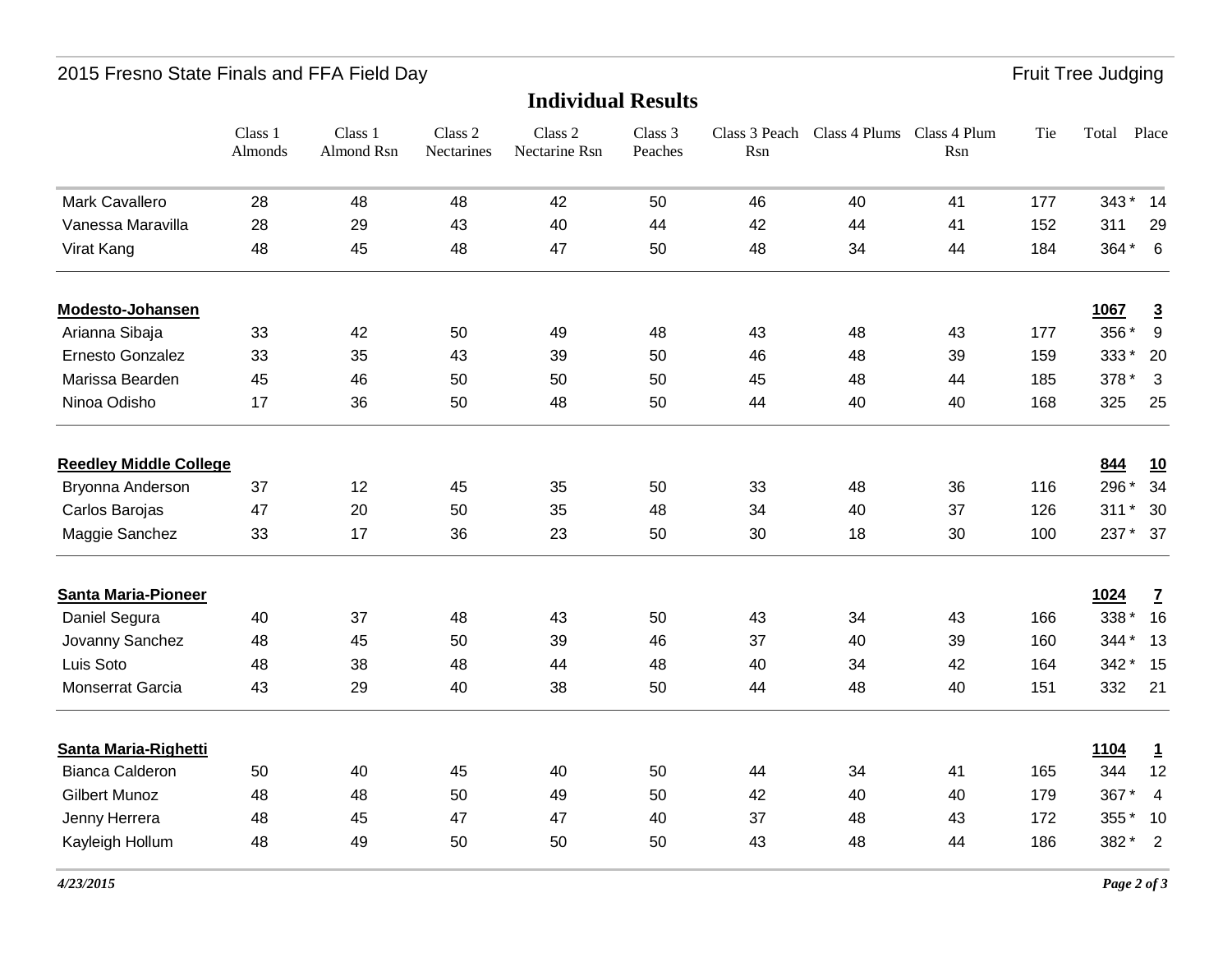2015 Fresno State Finals and FFA Field Day — Fruit Tree Judging

## Individual Results

| | Class 1 Almonds | Class 1 Almond Rsn | Class 2 Nectarines | Class 2 Nectarine Rsn | Class 3 Peaches | Class 3 Peach Rsn | Class 4 Plums | Class 4 Plum Rsn | Tie | Total | Place |
|---|---|---|---|---|---|---|---|---|---|---|---|
| Mark Cavallero | 28 | 48 | 48 | 42 | 50 | 46 | 40 | 41 | 177 | 343 * | 14 |
| Vanessa Maravilla | 28 | 29 | 43 | 40 | 44 | 42 | 44 | 41 | 152 | 311 | 29 |
| Virat Kang | 48 | 45 | 48 | 47 | 50 | 48 | 34 | 44 | 184 | 364 * | 6 |
| **Modesto-Johansen** | | | | | | | | | | **1067** | **3** |
| Arianna Sibaja | 33 | 42 | 50 | 49 | 48 | 43 | 48 | 43 | 177 | 356 * | 9 |
| Ernesto Gonzalez | 33 | 35 | 43 | 39 | 50 | 46 | 48 | 39 | 159 | 333 * | 20 |
| Marissa Bearden | 45 | 46 | 50 | 50 | 50 | 45 | 48 | 44 | 185 | 378 * | 3 |
| Ninoa Odisho | 17 | 36 | 50 | 48 | 50 | 44 | 40 | 40 | 168 | 325 | 25 |
| **Reedley Middle College** | | | | | | | | | | **844** | **10** |
| Bryonna Anderson | 37 | 12 | 45 | 35 | 50 | 33 | 48 | 36 | 116 | 296 * | 34 |
| Carlos Barojas | 47 | 20 | 50 | 35 | 48 | 34 | 40 | 37 | 126 | 311 * | 30 |
| Maggie Sanchez | 33 | 17 | 36 | 23 | 50 | 30 | 18 | 30 | 100 | 237 * | 37 |
| **Santa Maria-Pioneer** | | | | | | | | | | **1024** | **7** |
| Daniel Segura | 40 | 37 | 48 | 43 | 50 | 43 | 34 | 43 | 166 | 338 * | 16 |
| Jovanny Sanchez | 48 | 45 | 50 | 39 | 46 | 37 | 40 | 39 | 160 | 344 * | 13 |
| Luis Soto | 48 | 38 | 48 | 44 | 48 | 40 | 34 | 42 | 164 | 342 * | 15 |
| Monserrat Garcia | 43 | 29 | 40 | 38 | 50 | 44 | 48 | 40 | 151 | 332 | 21 |
| **Santa Maria-Righetti** | | | | | | | | | | **1104** | **1** |
| Bianca Calderon | 50 | 40 | 45 | 40 | 50 | 44 | 34 | 41 | 165 | 344 | 12 |
| Gilbert Munoz | 48 | 48 | 50 | 49 | 50 | 42 | 40 | 40 | 179 | 367 * | 4 |
| Jenny Herrera | 48 | 45 | 47 | 47 | 40 | 37 | 48 | 43 | 172 | 355 * | 10 |
| Kayleigh Hollum | 48 | 49 | 50 | 50 | 50 | 43 | 48 | 44 | 186 | 382 * | 2 |

*4/23/2015*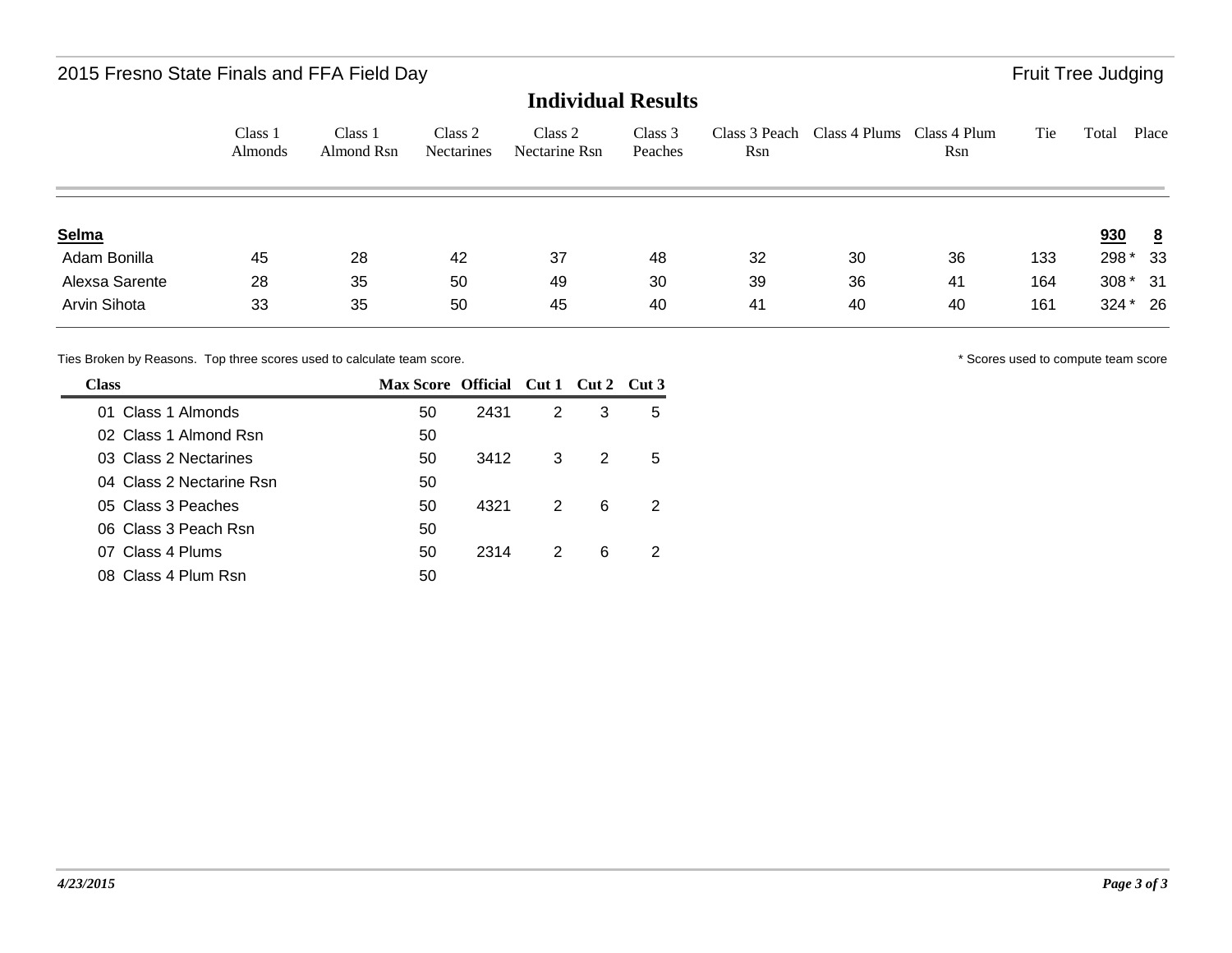## Individual Results

| | Class 1 Almonds | Class 1 Almond Rsn | Class 2 Nectarines | Class 2 Nectarine Rsn | Class 3 Peaches | Class 3 Peach Rsn | Class 4 Plums | Class 4 Plum Rsn | Tie | Total | Place |
|---|---|---|---|---|---|---|---|---|---|---|---|
| **Selma** | | | | | | | | | | **930** | **8** |
| Adam Bonilla | 45 | 28 | 42 | 37 | 48 | 32 | 30 | 36 | 133 | 298 * | 33 |
| Alexsa Sarente | 28 | 35 | 50 | 49 | 30 | 39 | 36 | 41 | 164 | 308 * | 31 |
| Arvin Sihota | 33 | 35 | 50 | 45 | 40 | 41 | 40 | 40 | 161 | 324 * | 26 |

Ties Broken by Reasons. Top three scores used to calculate team score.

* Scores used to compute team score

| Class | Max Score | Official | Cut 1 | Cut 2 | Cut 3 |
|---|---|---|---|---|---|
| 01 Class 1 Almonds | 50 | 2431 | 2 | 3 | 5 |
| 02 Class 1 Almond Rsn | 50 | | | | |
| 03 Class 2 Nectarines | 50 | 3412 | 3 | 2 | 5 |
| 04 Class 2 Nectarine Rsn | 50 | | | | |
| 05 Class 3 Peaches | 50 | 4321 | 2 | 6 | 2 |
| 06 Class 3 Peach Rsn | 50 | | | | |
| 07 Class 4 Plums | 50 | 2314 | 2 | 6 | 2 |
| 08 Class 4 Plum Rsn | 50 | | | | |